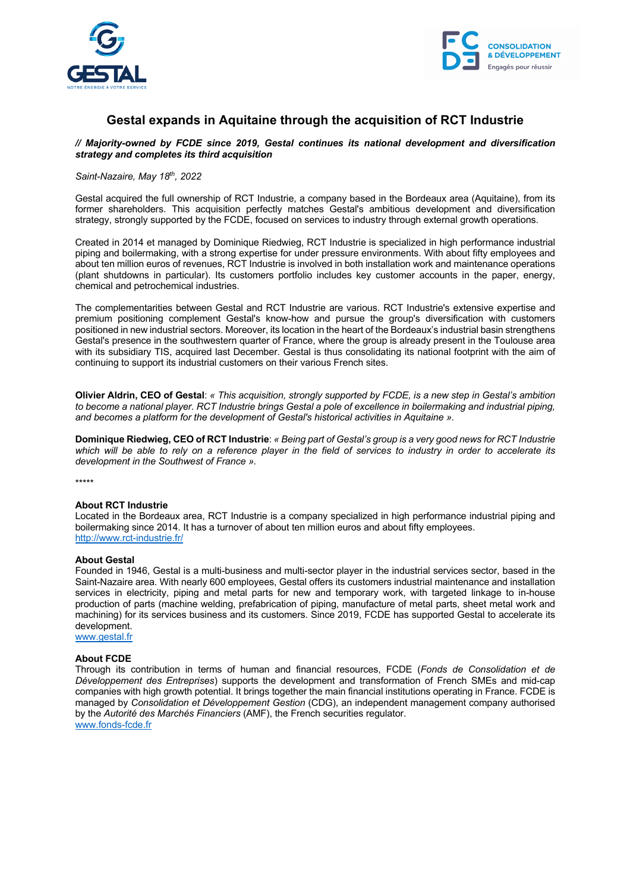# Gestal expands in Aquitaine through the acquisition of RCT Industrie

***// Majority-owned by FCDE since 2019, Gestal continues its national development and diversification strategy and completes its third acquisition***

*Saint-Nazaire, May 18th, 2022*

Gestal acquired the full ownership of RCT Industrie, a company based in the Bordeaux area (Aquitaine), from its former shareholders. This acquisition perfectly matches Gestal's ambitious development and diversification strategy, strongly supported by the FCDE, focused on services to industry through external growth operations.

Created in 2014 et managed by Dominique Riedwieg, RCT Industrie is specialized in high performance industrial piping and boilermaking, with a strong expertise for under pressure environments. With about fifty employees and about ten million euros of revenues, RCT Industrie is involved in both installation work and maintenance operations (plant shutdowns in particular). Its customers portfolio includes key customer accounts in the paper, energy, chemical and petrochemical industries.

The complementarities between Gestal and RCT Industrie are various. RCT Industrie's extensive expertise and premium positioning complement Gestal's know-how and pursue the group's diversification with customers positioned in new industrial sectors. Moreover, its location in the heart of the Bordeaux's industrial basin strengthens Gestal's presence in the southwestern quarter of France, where the group is already present in the Toulouse area with its subsidiary TIS, acquired last December. Gestal is thus consolidating its national footprint with the aim of continuing to support its industrial customers on their various French sites.

**Olivier Aldrin, CEO of Gestal**: *« This acquisition, strongly supported by FCDE, is a new step in Gestal's ambition to become a national player. RCT Industrie brings Gestal a pole of excellence in boilermaking and industrial piping, and becomes a platform for the development of Gestal's historical activities in Aquitaine ».*

**Dominique Riedwieg, CEO of RCT Industrie**: *« Being part of Gestal's group is a very good news for RCT Industrie which will be able to rely on a reference player in the field of services to industry in order to accelerate its development in the Southwest of France ».*

*****

**About RCT Industrie**
Located in the Bordeaux area, RCT Industrie is a company specialized in high performance industrial piping and boilermaking since 2014. It has a turnover of about ten million euros and about fifty employees.
http://www.rct-industrie.fr/

**About Gestal**
Founded in 1946, Gestal is a multi-business and multi-sector player in the industrial services sector, based in the Saint-Nazaire area. With nearly 600 employees, Gestal offers its customers industrial maintenance and installation services in electricity, piping and metal parts for new and temporary work, with targeted linkage to in-house production of parts (machine welding, prefabrication of piping, manufacture of metal parts, sheet metal work and machining) for its services business and its customers. Since 2019, FCDE has supported Gestal to accelerate its development.
www.gestal.fr

**About FCDE**
Through its contribution in terms of human and financial resources, FCDE (*Fonds de Consolidation et de Développement des Entreprises*) supports the development and transformation of French SMEs and mid-cap companies with high growth potential. It brings together the main financial institutions operating in France. FCDE is managed by *Consolidation et Développement Gestion* (CDG), an independent management company authorised by the *Autorité des Marchés Financiers* (AMF), the French securities regulator.
www.fonds-fcde.fr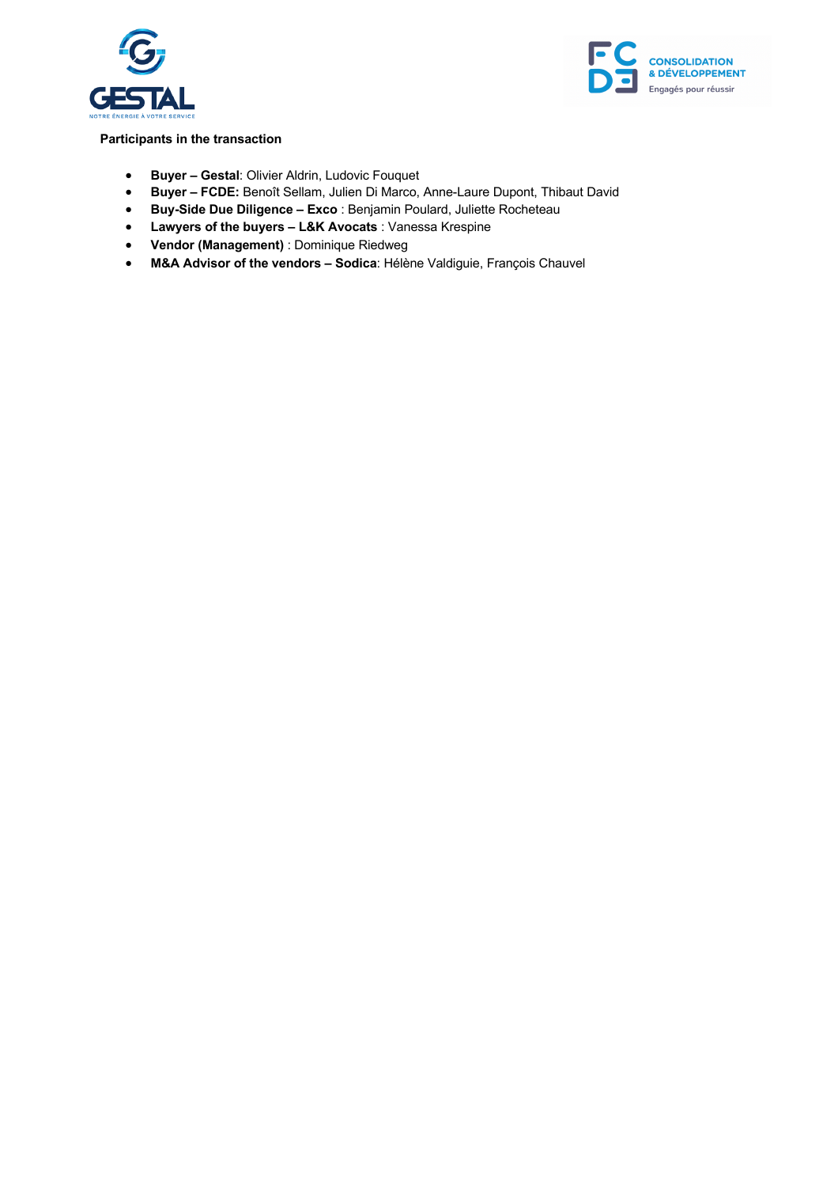**Participants in the transaction**

- **Buyer – Gestal**: Olivier Aldrin, Ludovic Fouquet
- **Buyer – FCDE:** Benoît Sellam, Julien Di Marco, Anne-Laure Dupont, Thibaut David
- **Buy-Side Due Diligence – Exco** : Benjamin Poulard, Juliette Rocheteau
- **Lawyers of the buyers – L&K Avocats** : Vanessa Krespine
- **Vendor (Management)** : Dominique Riedweg
- **M&A Advisor of the vendors – Sodica**: Hélène Valdiguie, François Chauvel